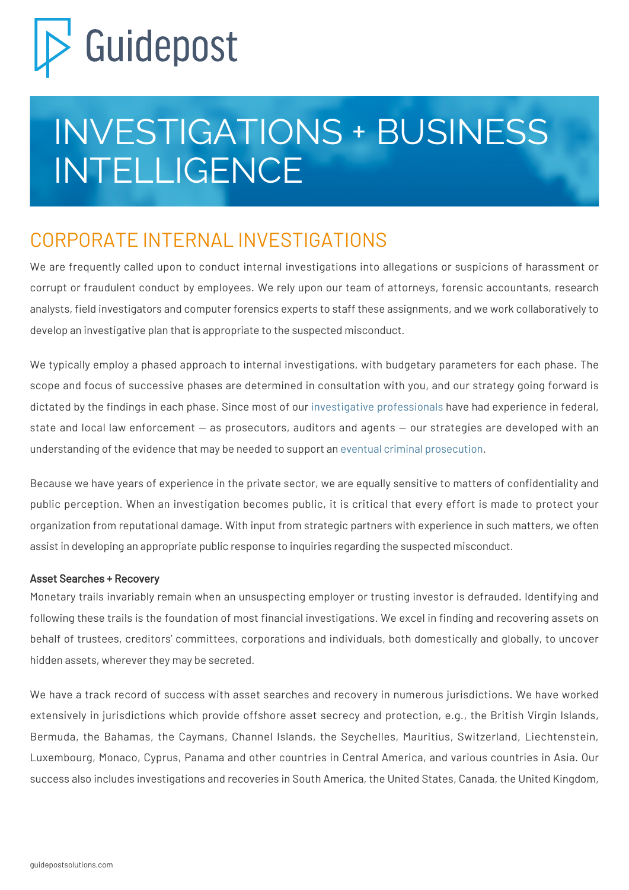Guidepost

# INVESTIGATIONS + BUSINESS INTELLIGENCE

## CORPORATE INTERNAL INVESTIGATIONS

We are frequently called upon to conduct internal investigations into allegations or suspicions of harassment or corrupt or fraudulent conduct by employees. We rely upon our team of attorneys, forensic accountants, research analysts, field investigators and computer forensics experts to staff these assignments, and we work collaboratively to develop an investigative plan that is appropriate to the suspected misconduct.

We typically employ a phased approach to internal investigations, with budgetary parameters for each phase. The scope and focus of successive phases are determined in consultation with you, and our strategy going forward is dictated by the findings in each phase. Since most of our investigative professionals have had experience in federal, state and local law enforcement — as prosecutors, auditors and agents — our strategies are developed with an understanding of the evidence that may be needed to support an eventual criminal prosecution.

Because we have years of experience in the private sector, we are equally sensitive to matters of confidentiality and public perception. When an investigation becomes public, it is critical that every effort is made to protect your organization from reputational damage. With input from strategic partners with experience in such matters, we often assist in developing an appropriate public response to inquiries regarding the suspected misconduct.

### Asset Searches + Recovery

Monetary trails invariably remain when an unsuspecting employer or trusting investor is defrauded. Identifying and following these trails is the foundation of most financial investigations. We excel in finding and recovering assets on behalf of trustees, creditors' committees, corporations and individuals, both domestically and globally, to uncover hidden assets, wherever they may be secreted.

We have a track record of success with asset searches and recovery in numerous jurisdictions. We have worked extensively in jurisdictions which provide offshore asset secrecy and protection, e.g., the British Virgin Islands, Bermuda, the Bahamas, the Caymans, Channel Islands, the Seychelles, Mauritius, Switzerland, Liechtenstein, Luxembourg, Monaco, Cyprus, Panama and other countries in Central America, and various countries in Asia. Our success also includes investigations and recoveries in South America, the United States, Canada, the United Kingdom,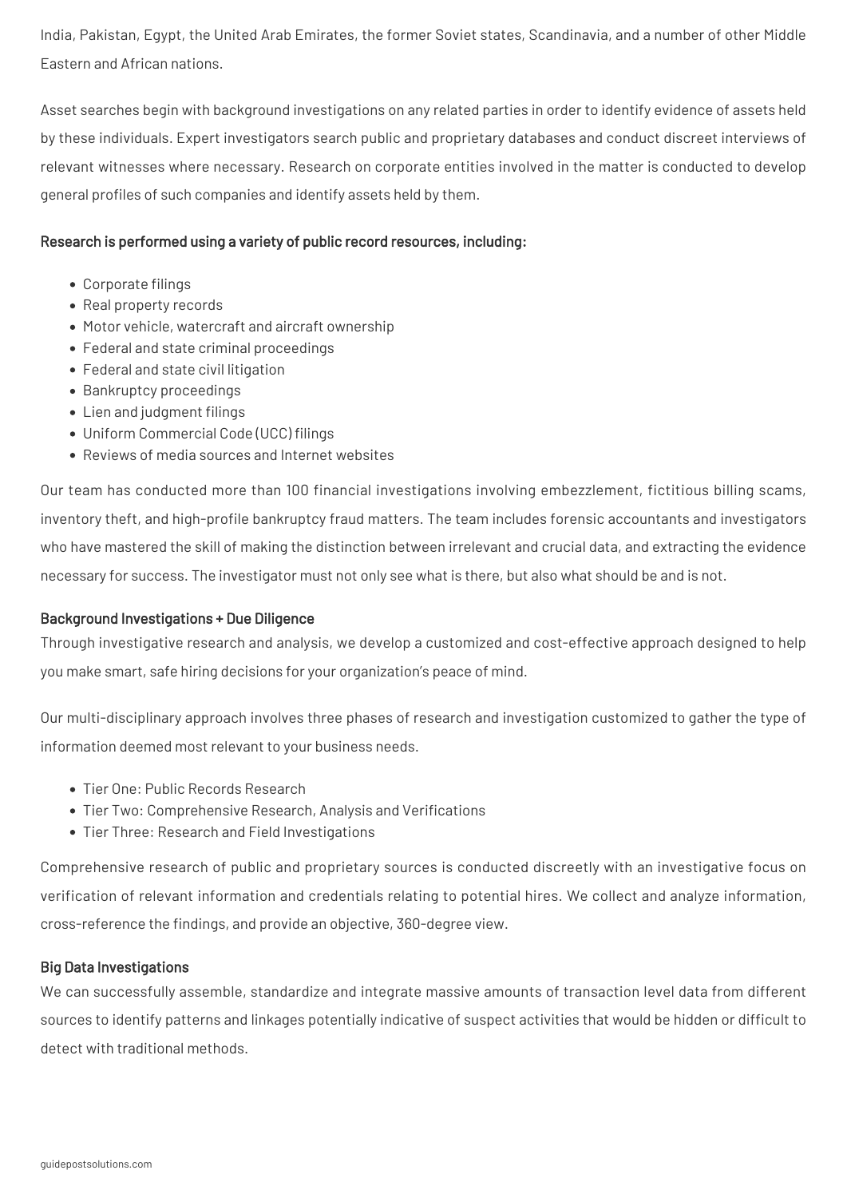India, Pakistan, Egypt, the United Arab Emirates, the former Soviet states, Scandinavia, and a number of other Middle Eastern and African nations.

Asset searches begin with background investigations on any related parties in order to identify evidence of assets held by these individuals. Expert investigators search public and proprietary databases and conduct discreet interviews of relevant witnesses where necessary. Research on corporate entities involved in the matter is conducted to develop general profiles of such companies and identify assets held by them.

**Research is performed using a variety of public record resources, including:**

- Corporate filings
- Real property records
- Motor vehicle, watercraft and aircraft ownership
- Federal and state criminal proceedings
- Federal and state civil litigation
- Bankruptcy proceedings
- Lien and judgment filings
- Uniform Commercial Code (UCC) filings
- Reviews of media sources and Internet websites

Our team has conducted more than 100 financial investigations involving embezzlement, fictitious billing scams, inventory theft, and high-profile bankruptcy fraud matters. The team includes forensic accountants and investigators who have mastered the skill of making the distinction between irrelevant and crucial data, and extracting the evidence necessary for success. The investigator must not only see what is there, but also what should be and is not.

### Background Investigations + Due Diligence

Through investigative research and analysis, we develop a customized and cost-effective approach designed to help you make smart, safe hiring decisions for your organization's peace of mind.

Our multi-disciplinary approach involves three phases of research and investigation customized to gather the type of information deemed most relevant to your business needs.

- Tier One: Public Records Research
- Tier Two: Comprehensive Research, Analysis and Verifications
- Tier Three: Research and Field Investigations

Comprehensive research of public and proprietary sources is conducted discreetly with an investigative focus on verification of relevant information and credentials relating to potential hires. We collect and analyze information, cross-reference the findings, and provide an objective, 360-degree view.

### Big Data Investigations

We can successfully assemble, standardize and integrate massive amounts of transaction level data from different sources to identify patterns and linkages potentially indicative of suspect activities that would be hidden or difficult to detect with traditional methods.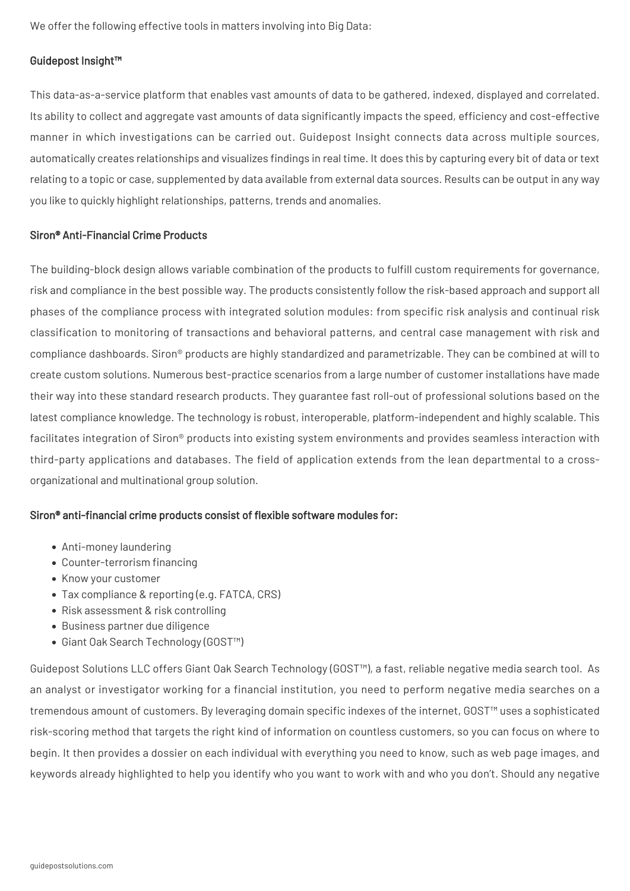We offer the following effective tools in matters involving into Big Data:

### Guidepost Insight™

This data-as-a-service platform that enables vast amounts of data to be gathered, indexed, displayed and correlated. Its ability to collect and aggregate vast amounts of data significantly impacts the speed, efficiency and cost-effective manner in which investigations can be carried out. Guidepost Insight connects data across multiple sources, automatically creates relationships and visualizes findings in real time. It does this by capturing every bit of data or text relating to a topic or case, supplemented by data available from external data sources. Results can be output in any way you like to quickly highlight relationships, patterns, trends and anomalies.

### Siron® Anti-Financial Crime Products

The building-block design allows variable combination of the products to fulfill custom requirements for governance, risk and compliance in the best possible way. The products consistently follow the risk-based approach and support all phases of the compliance process with integrated solution modules: from specific risk analysis and continual risk classification to monitoring of transactions and behavioral patterns, and central case management with risk and compliance dashboards. Siron® products are highly standardized and parametrizable. They can be combined at will to create custom solutions. Numerous best-practice scenarios from a large number of customer installations have made their way into these standard research products. They guarantee fast roll-out of professional solutions based on the latest compliance knowledge. The technology is robust, interoperable, platform-independent and highly scalable. This facilitates integration of Siron® products into existing system environments and provides seamless interaction with third-party applications and databases. The field of application extends from the lean departmental to a cross-organizational and multinational group solution.

### Siron® anti-financial crime products consist of flexible software modules for:

- Anti-money laundering
- Counter-terrorism financing
- Know your customer
- Tax compliance & reporting (e.g. FATCA, CRS)
- Risk assessment & risk controlling
- Business partner due diligence
- Giant Oak Search Technology (GOST™)

Guidepost Solutions LLC offers Giant Oak Search Technology (GOST™), a fast, reliable negative media search tool. As an analyst or investigator working for a financial institution, you need to perform negative media searches on a tremendous amount of customers. By leveraging domain specific indexes of the internet, GOST™ uses a sophisticated risk-scoring method that targets the right kind of information on countless customers, so you can focus on where to begin. It then provides a dossier on each individual with everything you need to know, such as web page images, and keywords already highlighted to help you identify who you want to work with and who you don't. Should any negative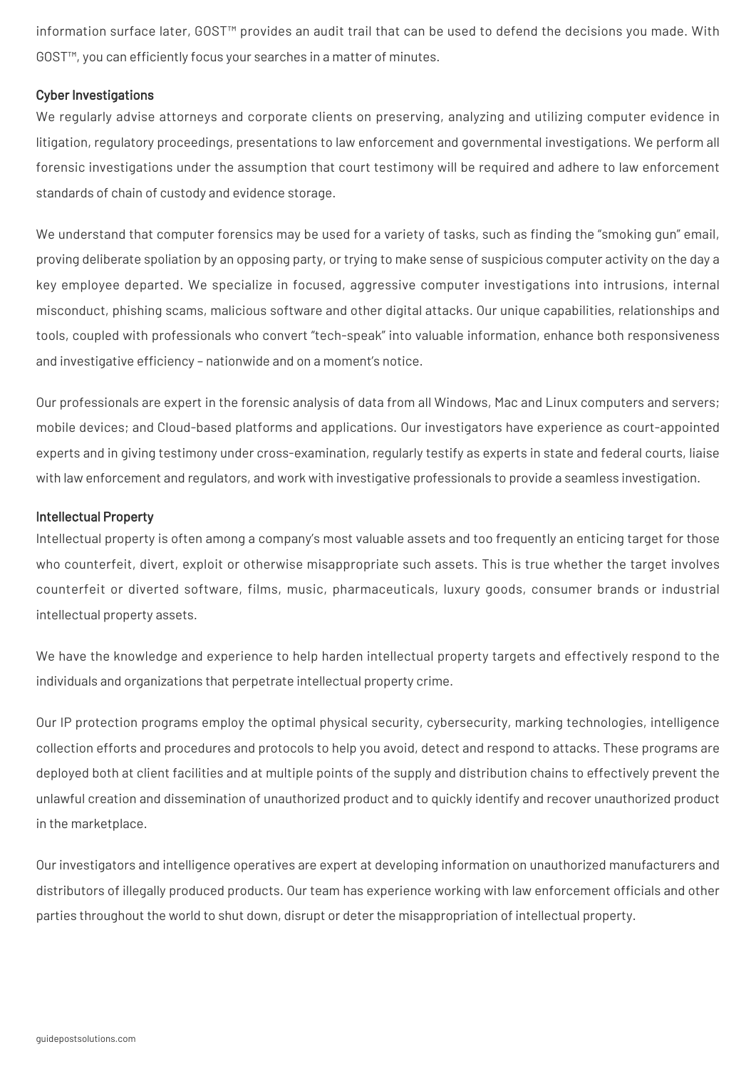information surface later, GOST™ provides an audit trail that can be used to defend the decisions you made. With GOST™, you can efficiently focus your searches in a matter of minutes.

### Cyber Investigations

We regularly advise attorneys and corporate clients on preserving, analyzing and utilizing computer evidence in litigation, regulatory proceedings, presentations to law enforcement and governmental investigations. We perform all forensic investigations under the assumption that court testimony will be required and adhere to law enforcement standards of chain of custody and evidence storage.

We understand that computer forensics may be used for a variety of tasks, such as finding the "smoking gun" email, proving deliberate spoliation by an opposing party, or trying to make sense of suspicious computer activity on the day a key employee departed. We specialize in focused, aggressive computer investigations into intrusions, internal misconduct, phishing scams, malicious software and other digital attacks. Our unique capabilities, relationships and tools, coupled with professionals who convert "tech-speak" into valuable information, enhance both responsiveness and investigative efficiency – nationwide and on a moment's notice.

Our professionals are expert in the forensic analysis of data from all Windows, Mac and Linux computers and servers; mobile devices; and Cloud-based platforms and applications. Our investigators have experience as court-appointed experts and in giving testimony under cross-examination, regularly testify as experts in state and federal courts, liaise with law enforcement and regulators, and work with investigative professionals to provide a seamless investigation.

### Intellectual Property

Intellectual property is often among a company's most valuable assets and too frequently an enticing target for those who counterfeit, divert, exploit or otherwise misappropriate such assets. This is true whether the target involves counterfeit or diverted software, films, music, pharmaceuticals, luxury goods, consumer brands or industrial intellectual property assets.

We have the knowledge and experience to help harden intellectual property targets and effectively respond to the individuals and organizations that perpetrate intellectual property crime.

Our IP protection programs employ the optimal physical security, cybersecurity, marking technologies, intelligence collection efforts and procedures and protocols to help you avoid, detect and respond to attacks. These programs are deployed both at client facilities and at multiple points of the supply and distribution chains to effectively prevent the unlawful creation and dissemination of unauthorized product and to quickly identify and recover unauthorized product in the marketplace.

Our investigators and intelligence operatives are expert at developing information on unauthorized manufacturers and distributors of illegally produced products. Our team has experience working with law enforcement officials and other parties throughout the world to shut down, disrupt or deter the misappropriation of intellectual property.